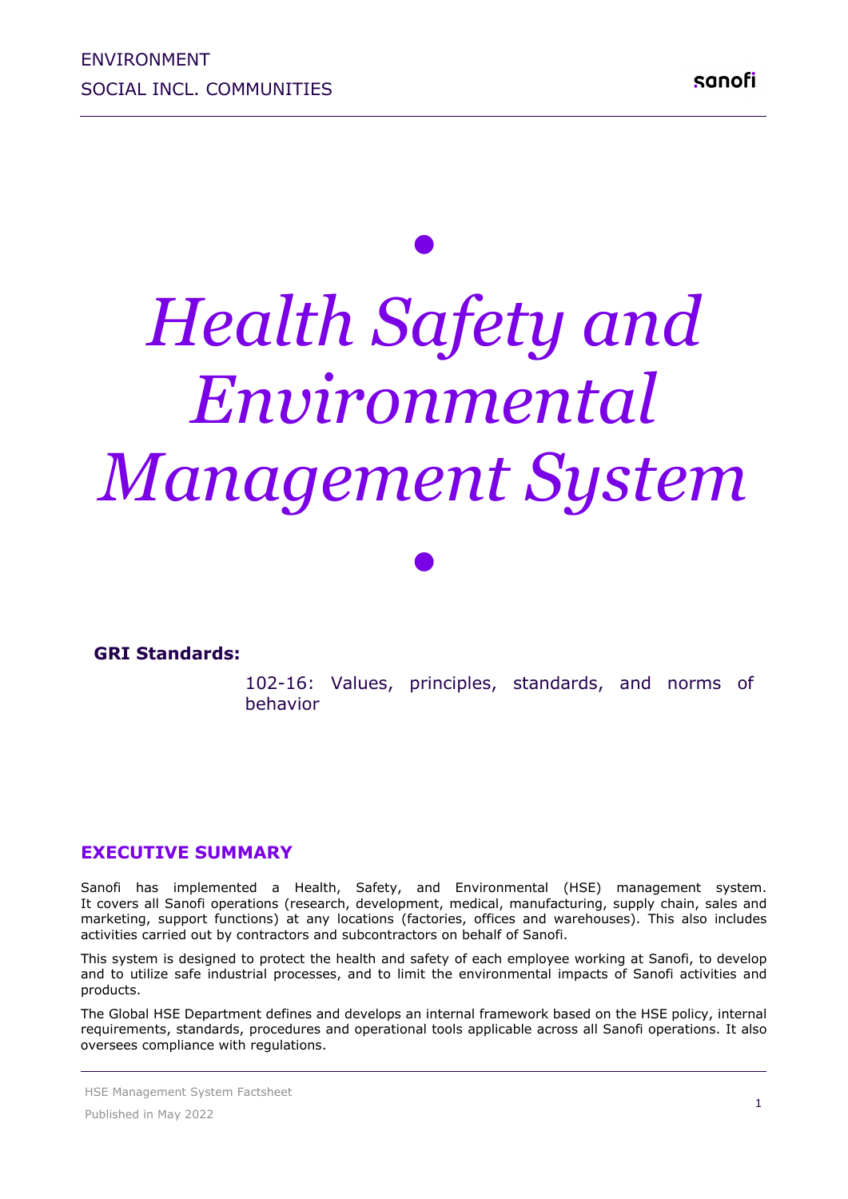ENVIRONMENT

SOCIAL INCL. COMMUNITIES

# *Health Safety and Environmental Management System*

**GRI Standards:**

102-16: Values, principles, standards, and norms of behavior

## EXECUTIVE SUMMARY

Sanofi has implemented a Health, Safety, and Environmental (HSE) management system. It covers all Sanofi operations (research, development, medical, manufacturing, supply chain, sales and marketing, support functions) at any locations (factories, offices and warehouses). This also includes activities carried out by contractors and subcontractors on behalf of Sanofi.

This system is designed to protect the health and safety of each employee working at Sanofi, to develop and to utilize safe industrial processes, and to limit the environmental impacts of Sanofi activities and products.

The Global HSE Department defines and develops an internal framework based on the HSE policy, internal requirements, standards, procedures and operational tools applicable across all Sanofi operations. It also oversees compliance with regulations.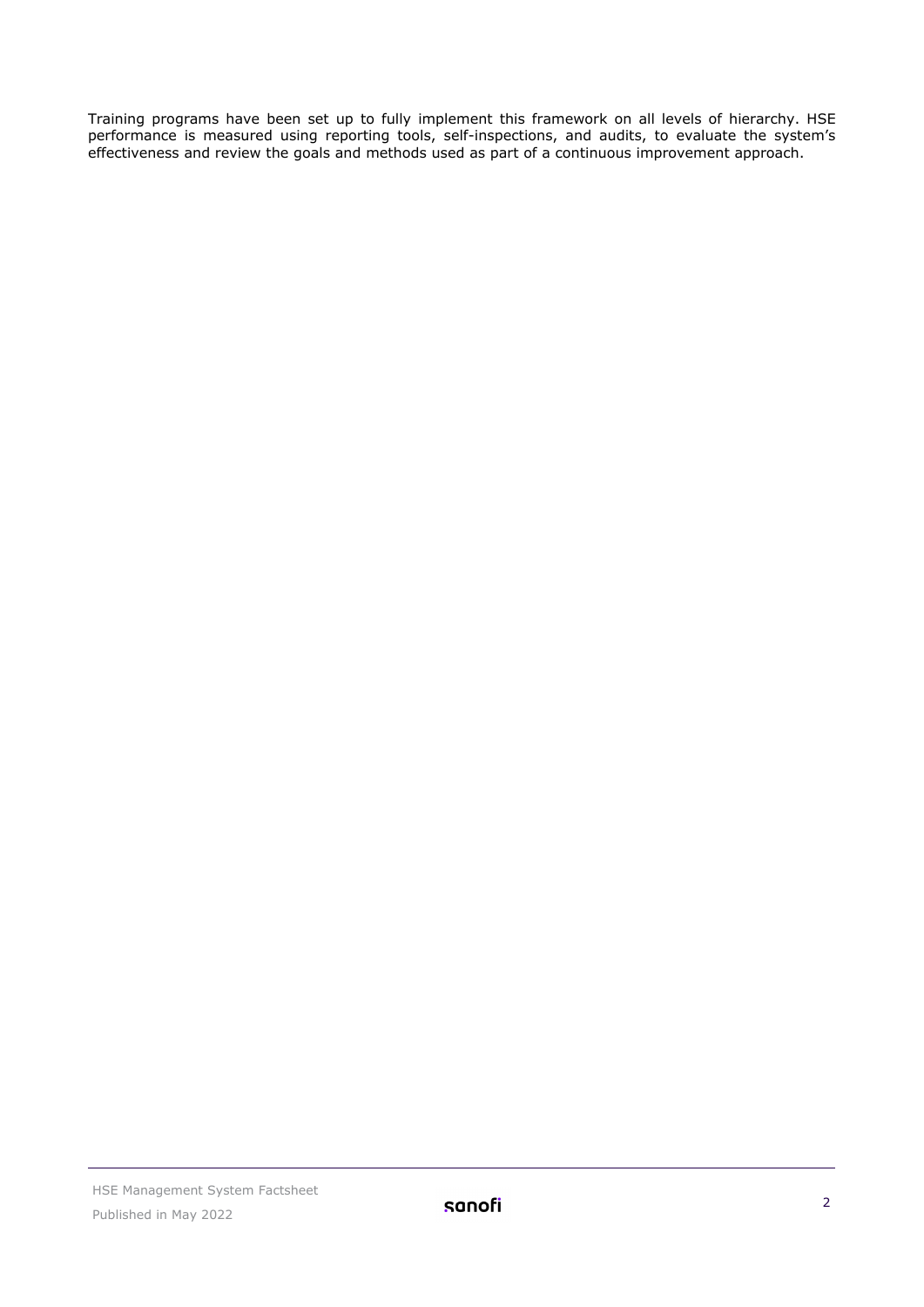Training programs have been set up to fully implement this framework on all levels of hierarchy. HSE performance is measured using reporting tools, self-inspections, and audits, to evaluate the system's effectiveness and review the goals and methods used as part of a continuous improvement approach.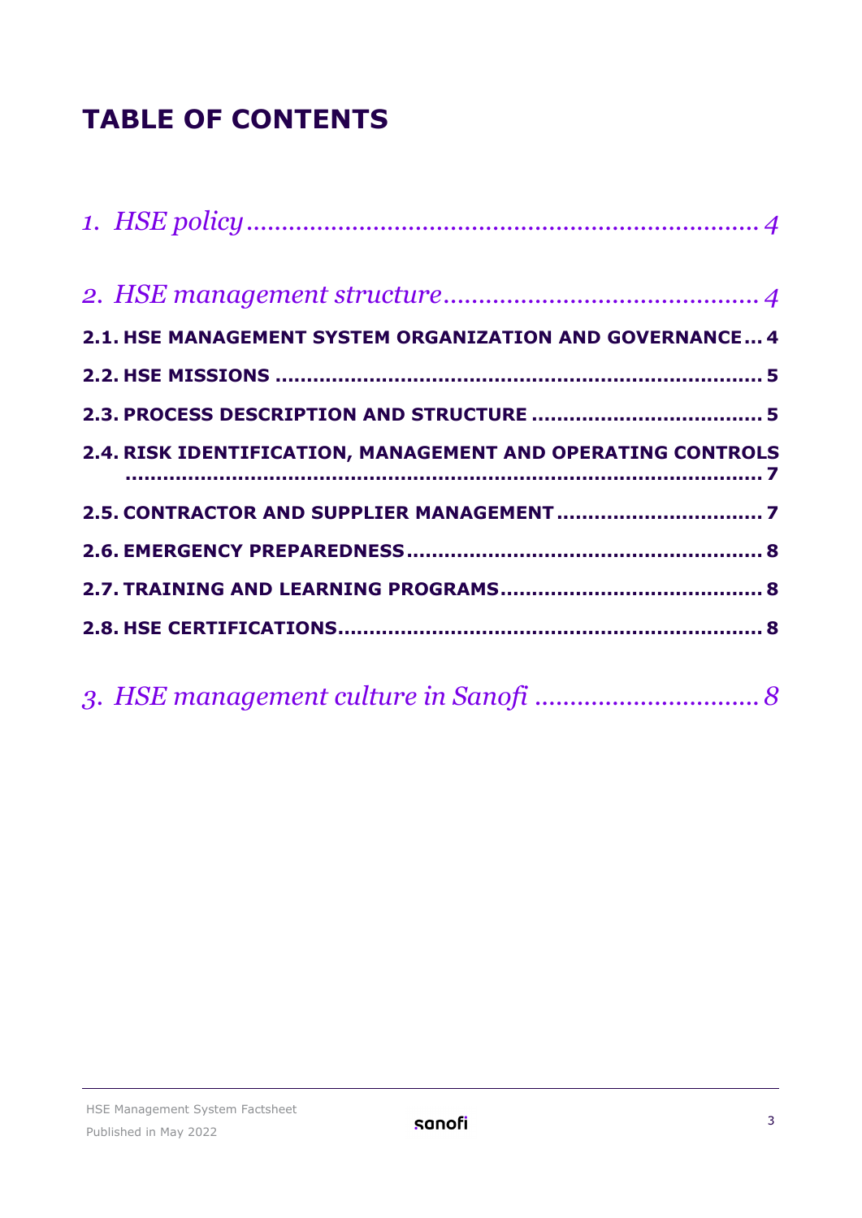# TABLE OF CONTENTS

*1. HSE policy* ........................................................................ *4*

*2. HSE management structure* ............................................ *4*

**2.1. HSE MANAGEMENT SYSTEM ORGANIZATION AND GOVERNANCE ... 4**

**2.2. HSE MISSIONS ........................................................................... 5**

**2.3. PROCESS DESCRIPTION AND STRUCTURE ................................... 5**

**2.4. RISK IDENTIFICATION, MANAGEMENT AND OPERATING CONTROLS ................................................................................................ 7**

**2.5. CONTRACTOR AND SUPPLIER MANAGEMENT ............................... 7**

**2.6. EMERGENCY PREPAREDNESS ....................................................... 8**

**2.7. TRAINING AND LEARNING PROGRAMS ......................................... 8**

**2.8. HSE CERTIFICATIONS ................................................................. 8**

*3. HSE management culture in Sanofi* ................................ *8*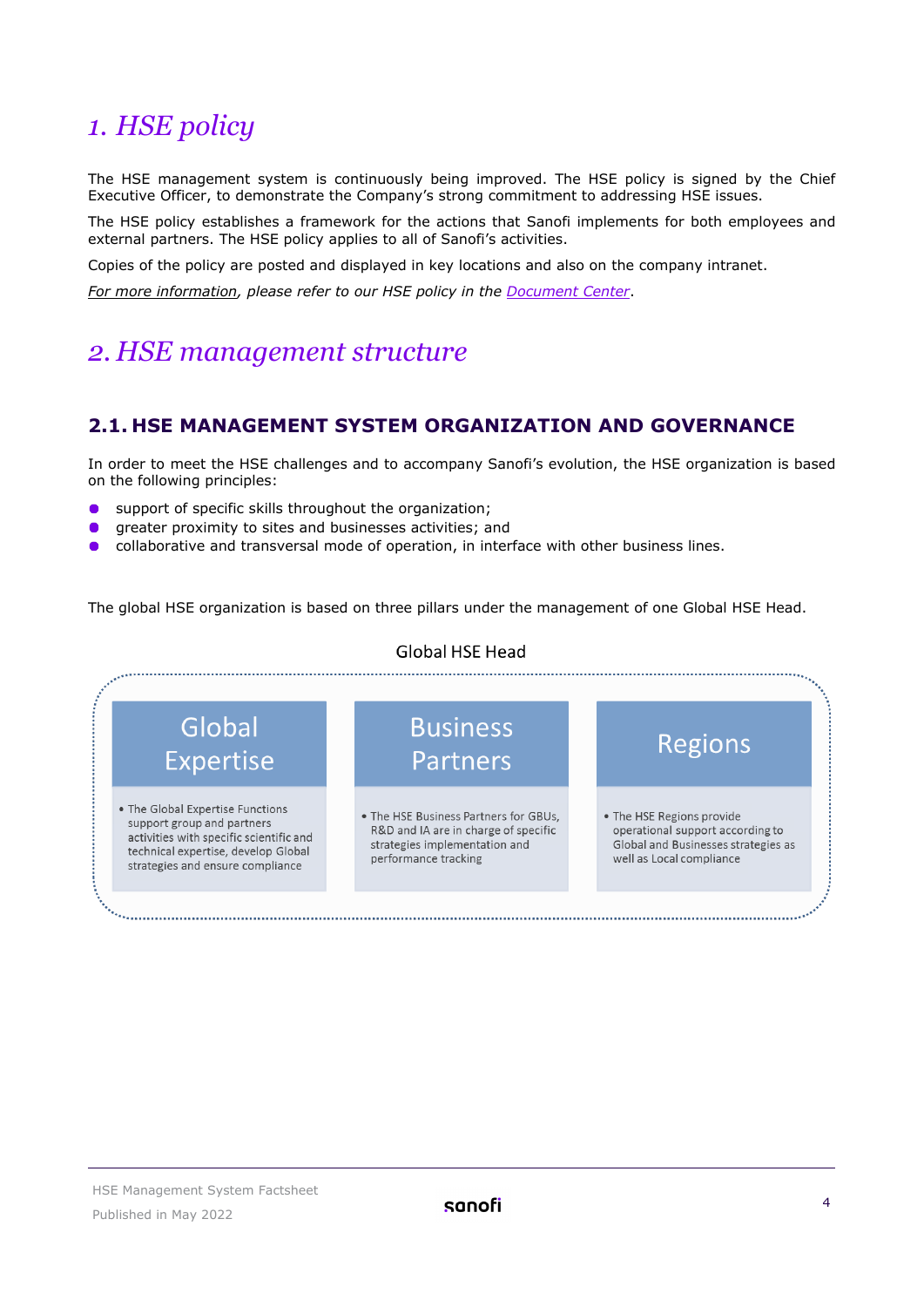# 1. HSE policy

The HSE management system is continuously being improved. The HSE policy is signed by the Chief Executive Officer, to demonstrate the Company's strong commitment to addressing HSE issues.

The HSE policy establishes a framework for the actions that Sanofi implements for both employees and external partners. The HSE policy applies to all of Sanofi's activities.

Copies of the policy are posted and displayed in key locations and also on the company intranet.

*For more information, please refer to our HSE policy in the Document Center.*

# 2. HSE management structure

## 2.1. HSE MANAGEMENT SYSTEM ORGANIZATION AND GOVERNANCE

In order to meet the HSE challenges and to accompany Sanofi's evolution, the HSE organization is based on the following principles:

- support of specific skills throughout the organization;
- greater proximity to sites and businesses activities; and
- collaborative and transversal mode of operation, in interface with other business lines.

The global HSE organization is based on three pillars under the management of one Global HSE Head.

Global HSE Head

| Global Expertise | Business Partners | Regions |
|---|---|---|
| • The Global Expertise Functions support group and partners activities with specific scientific and technical expertise, develop Global strategies and ensure compliance | • The HSE Business Partners for GBUs, R&D and IA are in charge of specific strategies implementation and performance tracking | • The HSE Regions provide operational support according to Global and Businesses strategies as well as Local compliance |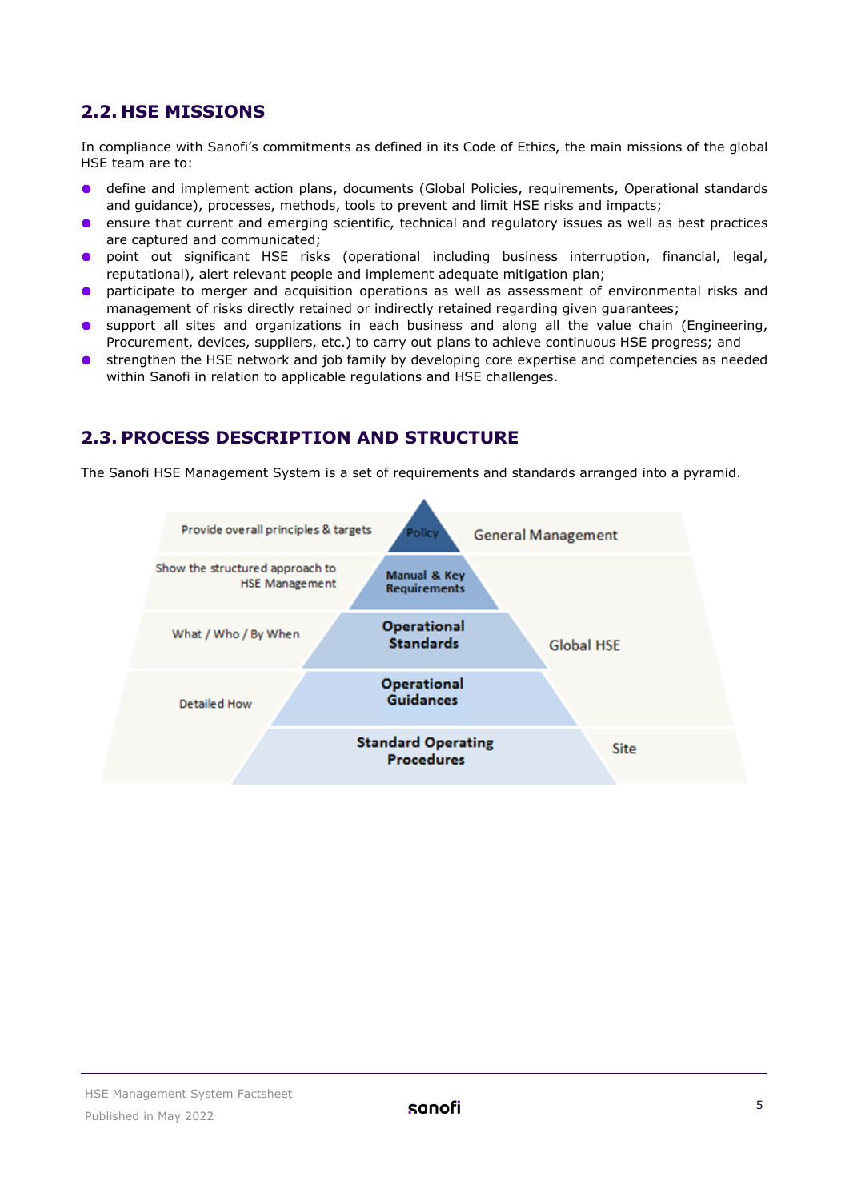## 2.2. HSE MISSIONS

In compliance with Sanofi's commitments as defined in its Code of Ethics, the main missions of the global HSE team are to:

- define and implement action plans, documents (Global Policies, requirements, Operational standards and guidance), processes, methods, tools to prevent and limit HSE risks and impacts;
- ensure that current and emerging scientific, technical and regulatory issues as well as best practices are captured and communicated;
- point out significant HSE risks (operational including business interruption, financial, legal, reputational), alert relevant people and implement adequate mitigation plan;
- participate to merger and acquisition operations as well as assessment of environmental risks and management of risks directly retained or indirectly retained regarding given guarantees;
- support all sites and organizations in each business and along all the value chain (Engineering, Procurement, devices, suppliers, etc.) to carry out plans to achieve continuous HSE progress; and
- strengthen the HSE network and job family by developing core expertise and competencies as needed within Sanofi in relation to applicable regulations and HSE challenges.

## 2.3. PROCESS DESCRIPTION AND STRUCTURE

The Sanofi HSE Management System is a set of requirements and standards arranged into a pyramid.

| Purpose | Level | Owner |
|---|---|---|
| Provide overall principles & targets | Policy | General Management |
| Show the structured approach to HSE Management | Manual & Key Requirements | Global HSE |
| What / Who / By When | Operational Standards | Global HSE |
| Detailed How | Operational Guidances | Global HSE |
| Detailed How | Standard Operating Procedures | Site |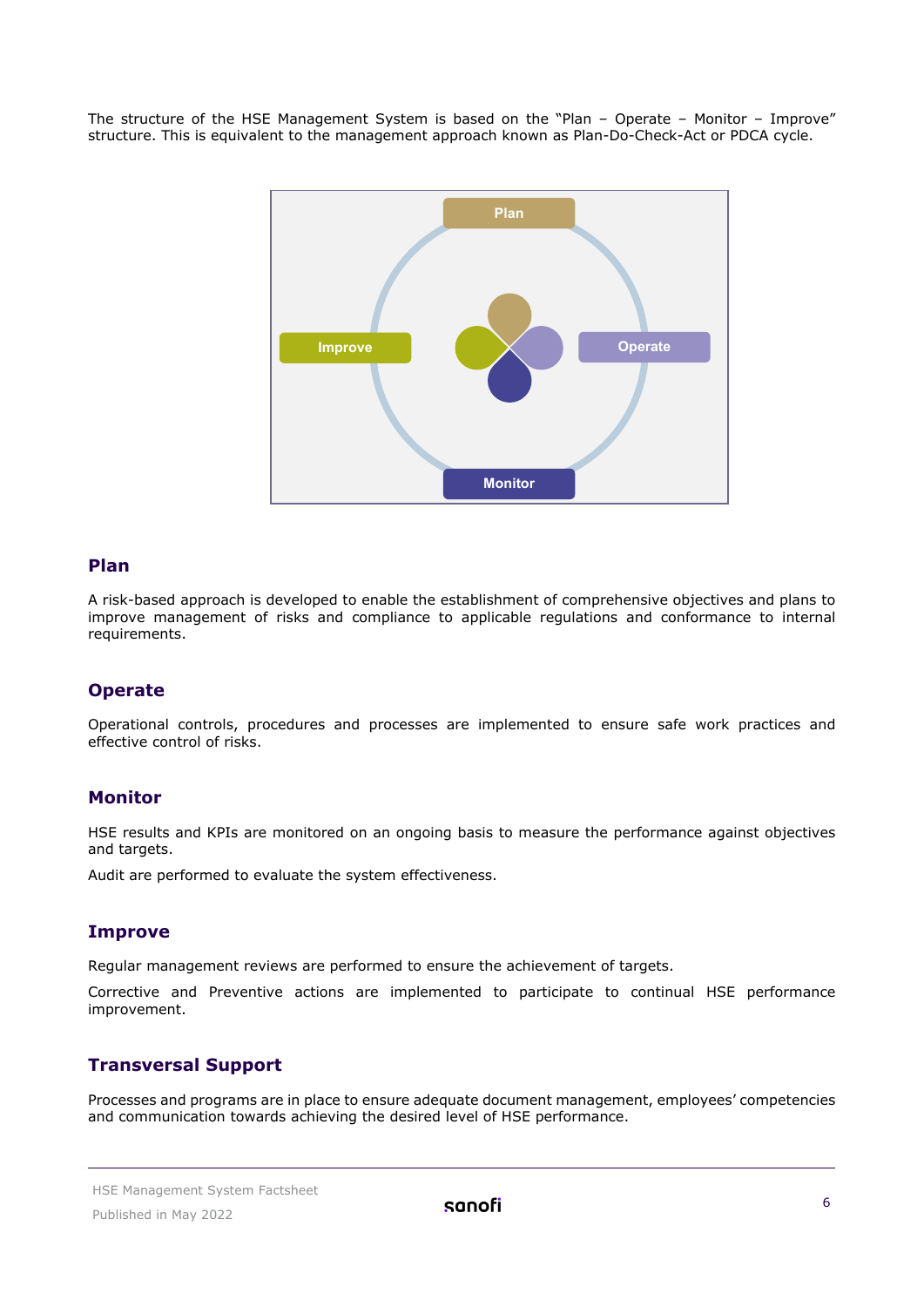The structure of the HSE Management System is based on the "Plan – Operate – Monitor – Improve" structure. This is equivalent to the management approach known as Plan-Do-Check-Act or PDCA cycle.

## Plan

A risk-based approach is developed to enable the establishment of comprehensive objectives and plans to improve management of risks and compliance to applicable regulations and conformance to internal requirements.

## Operate

Operational controls, procedures and processes are implemented to ensure safe work practices and effective control of risks.

## Monitor

HSE results and KPIs are monitored on an ongoing basis to measure the performance against objectives and targets.

Audit are performed to evaluate the system effectiveness.

## Improve

Regular management reviews are performed to ensure the achievement of targets.

Corrective and Preventive actions are implemented to participate to continual HSE performance improvement.

## Transversal Support

Processes and programs are in place to ensure adequate document management, employees' competencies and communication towards achieving the desired level of HSE performance.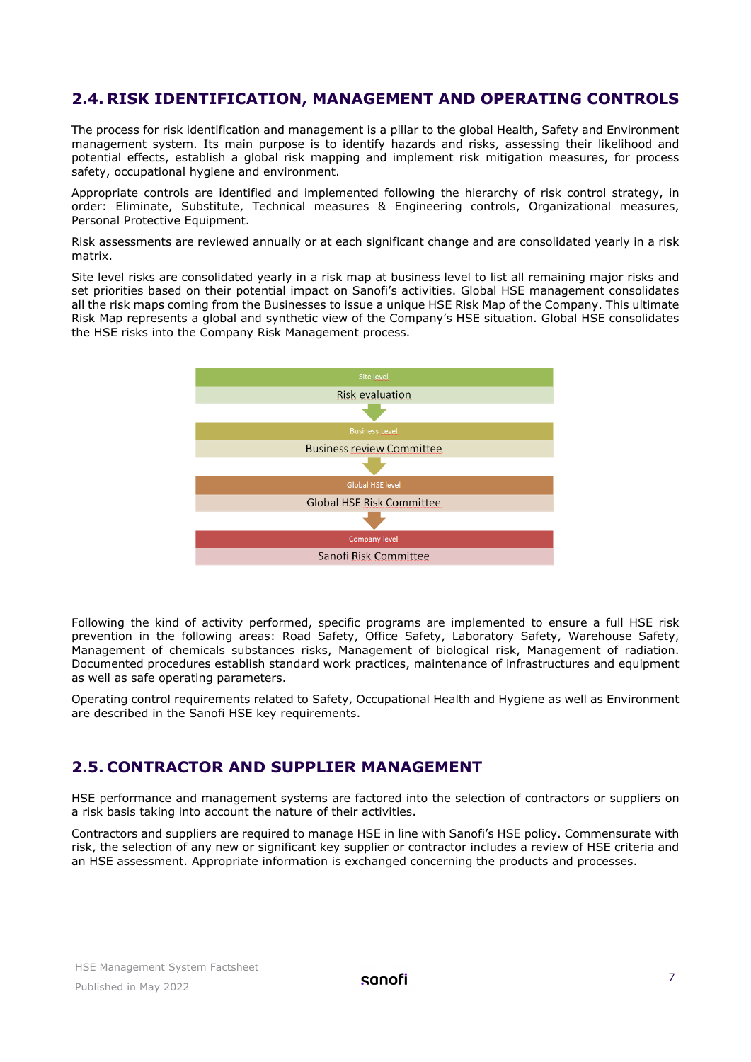## 2.4. RISK IDENTIFICATION, MANAGEMENT AND OPERATING CONTROLS

The process for risk identification and management is a pillar to the global Health, Safety and Environment management system. Its main purpose is to identify hazards and risks, assessing their likelihood and potential effects, establish a global risk mapping and implement risk mitigation measures, for process safety, occupational hygiene and environment.

Appropriate controls are identified and implemented following the hierarchy of risk control strategy, in order: Eliminate, Substitute, Technical measures & Engineering controls, Organizational measures, Personal Protective Equipment.

Risk assessments are reviewed annually or at each significant change and are consolidated yearly in a risk matrix.

Site level risks are consolidated yearly in a risk map at business level to list all remaining major risks and set priorities based on their potential impact on Sanofi's activities. Global HSE management consolidates all the risk maps coming from the Businesses to issue a unique HSE Risk Map of the Company. This ultimate Risk Map represents a global and synthetic view of the Company's HSE situation. Global HSE consolidates the HSE risks into the Company Risk Management process.

Site level
Risk evaluation

Business Level
Business review Committee

Global HSE level
Global HSE Risk Committee

Company level
Sanofi Risk Committee

Following the kind of activity performed, specific programs are implemented to ensure a full HSE risk prevention in the following areas: Road Safety, Office Safety, Laboratory Safety, Warehouse Safety, Management of chemicals substances risks, Management of biological risk, Management of radiation. Documented procedures establish standard work practices, maintenance of infrastructures and equipment as well as safe operating parameters.

Operating control requirements related to Safety, Occupational Health and Hygiene as well as Environment are described in the Sanofi HSE key requirements.

## 2.5. CONTRACTOR AND SUPPLIER MANAGEMENT

HSE performance and management systems are factored into the selection of contractors or suppliers on a risk basis taking into account the nature of their activities.

Contractors and suppliers are required to manage HSE in line with Sanofi's HSE policy. Commensurate with risk, the selection of any new or significant key supplier or contractor includes a review of HSE criteria and an HSE assessment. Appropriate information is exchanged concerning the products and processes.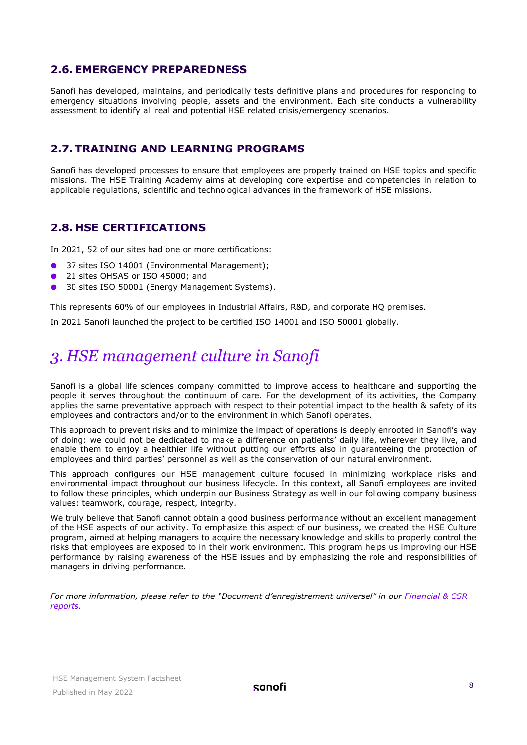## 2.6. EMERGENCY PREPAREDNESS

Sanofi has developed, maintains, and periodically tests definitive plans and procedures for responding to emergency situations involving people, assets and the environment. Each site conducts a vulnerability assessment to identify all real and potential HSE related crisis/emergency scenarios.

## 2.7. TRAINING AND LEARNING PROGRAMS

Sanofi has developed processes to ensure that employees are properly trained on HSE topics and specific missions. The HSE Training Academy aims at developing core expertise and competencies in relation to applicable regulations, scientific and technological advances in the framework of HSE missions.

## 2.8. HSE CERTIFICATIONS

In 2021, 52 of our sites had one or more certifications:

- 37 sites ISO 14001 (Environmental Management);
- 21 sites OHSAS or ISO 45000; and
- 30 sites ISO 50001 (Energy Management Systems).

This represents 60% of our employees in Industrial Affairs, R&D, and corporate HQ premises.

In 2021 Sanofi launched the project to be certified ISO 14001 and ISO 50001 globally.

# *3. HSE management culture in Sanofi*

Sanofi is a global life sciences company committed to improve access to healthcare and supporting the people it serves throughout the continuum of care. For the development of its activities, the Company applies the same preventative approach with respect to their potential impact to the health & safety of its employees and contractors and/or to the environment in which Sanofi operates.

This approach to prevent risks and to minimize the impact of operations is deeply enrooted in Sanofi's way of doing: we could not be dedicated to make a difference on patients' daily life, wherever they live, and enable them to enjoy a healthier life without putting our efforts also in guaranteeing the protection of employees and third parties' personnel as well as the conservation of our natural environment.

This approach configures our HSE management culture focused in minimizing workplace risks and environmental impact throughout our business lifecycle. In this context, all Sanofi employees are invited to follow these principles, which underpin our Business Strategy as well in our following company business values: teamwork, courage, respect, integrity.

We truly believe that Sanofi cannot obtain a good business performance without an excellent management of the HSE aspects of our activity. To emphasize this aspect of our business, we created the HSE Culture program, aimed at helping managers to acquire the necessary knowledge and skills to properly control the risks that employees are exposed to in their work environment. This program helps us improving our HSE performance by raising awareness of the HSE issues and by emphasizing the role and responsibilities of managers in driving performance.

*For more information, please refer to the "Document d'enregistrement universel" in our Financial & CSR reports.*